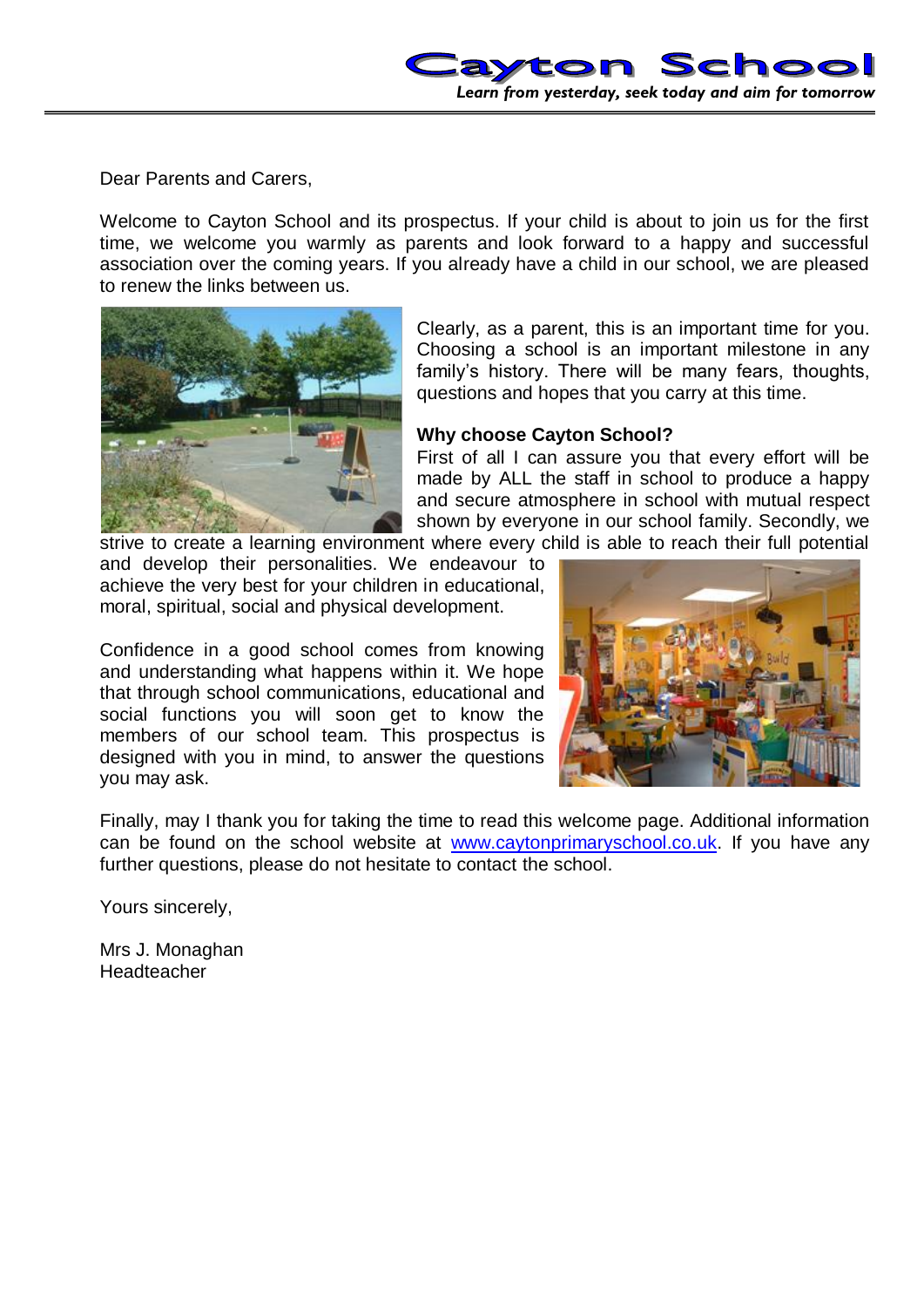# Cayton School

*Learn from yesterday, seek today and aim for tomorrow*

Dear Parents and Carers,

Welcome to Cayton School and its prospectus. If your child is about to join us for the first time, we welcome you warmly as parents and look forward to a happy and successful association over the coming years. If you already have a child in our school, we are pleased to renew the links between us.

Clearly, as a parent, this is an important time for you. Choosing a school is an important milestone in any family's history. There will be many fears, thoughts, questions and hopes that you carry at this time.

**Why choose Cayton School?**

First of all I can assure you that every effort will be made by ALL the staff in school to produce a happy and secure atmosphere in school with mutual respect shown by everyone in our school family. Secondly, we strive to create a learning environment where every child is able to reach their full potential and develop their personalities. We endeavour to achieve the very best for your children in educational, moral, spiritual, social and physical development.

Confidence in a good school comes from knowing and understanding what happens within it. We hope that through school communications, educational and social functions you will soon get to know the members of our school team. This prospectus is designed with you in mind, to answer the questions you may ask.

Finally, may I thank you for taking the time to read this welcome page. Additional information can be found on the school website at www.caytonprimaryschool.co.uk. If you have any further questions, please do not hesitate to contact the school.

Yours sincerely,

Mrs J. Monaghan
Headteacher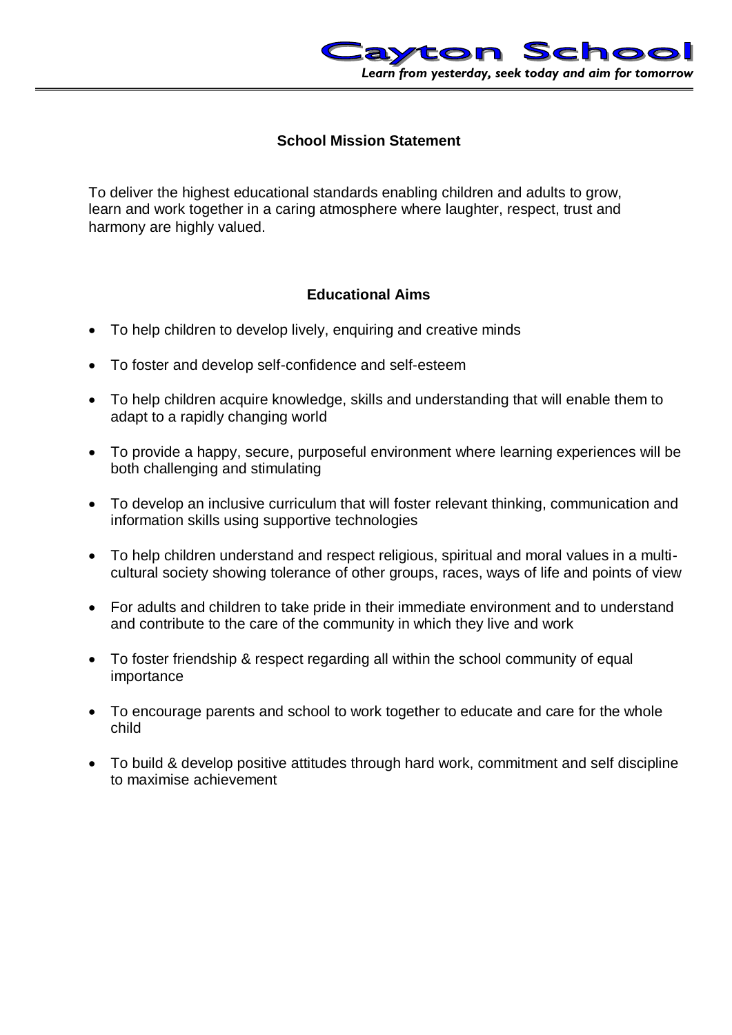## School Mission Statement

To deliver the highest educational standards enabling children and adults to grow, learn and work together in a caring atmosphere where laughter, respect, trust and harmony are highly valued.

## Educational Aims

- To help children to develop lively, enquiring and creative minds
- To foster and develop self-confidence and self-esteem
- To help children acquire knowledge, skills and understanding that will enable them to adapt to a rapidly changing world
- To provide a happy, secure, purposeful environment where learning experiences will be both challenging and stimulating
- To develop an inclusive curriculum that will foster relevant thinking, communication and information skills using supportive technologies
- To help children understand and respect religious, spiritual and moral values in a multi-cultural society showing tolerance of other groups, races, ways of life and points of view
- For adults and children to take pride in their immediate environment and to understand and contribute to the care of the community in which they live and work
- To foster friendship & respect regarding all within the school community of equal importance
- To encourage parents and school to work together to educate and care for the whole child
- To build & develop positive attitudes through hard work, commitment and self discipline to maximise achievement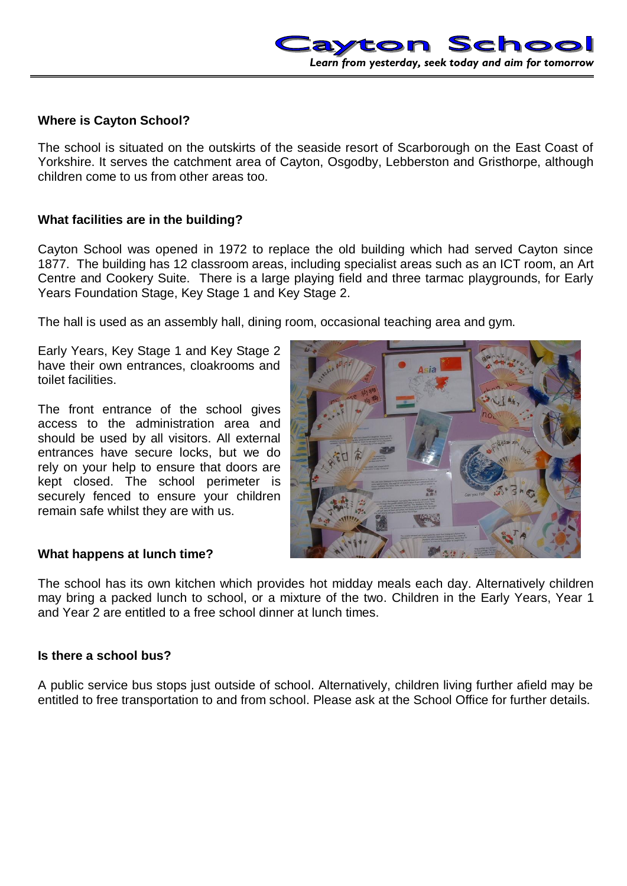## Where is Cayton School?

The school is situated on the outskirts of the seaside resort of Scarborough on the East Coast of Yorkshire. It serves the catchment area of Cayton, Osgodby, Lebberston and Gristhorpe, although children come to us from other areas too.

## What facilities are in the building?

Cayton School was opened in 1972 to replace the old building which had served Cayton since 1877. The building has 12 classroom areas, including specialist areas such as an ICT room, an Art Centre and Cookery Suite. There is a large playing field and three tarmac playgrounds, for Early Years Foundation Stage, Key Stage 1 and Key Stage 2.

The hall is used as an assembly hall, dining room, occasional teaching area and gym.

Early Years, Key Stage 1 and Key Stage 2 have their own entrances, cloakrooms and toilet facilities.

The front entrance of the school gives access to the administration area and should be used by all visitors. All external entrances have secure locks, but we do rely on your help to ensure that doors are kept closed. The school perimeter is securely fenced to ensure your children remain safe whilst they are with us.

## What happens at lunch time?

The school has its own kitchen which provides hot midday meals each day. Alternatively children may bring a packed lunch to school, or a mixture of the two. Children in the Early Years, Year 1 and Year 2 are entitled to a free school dinner at lunch times.

## Is there a school bus?

A public service bus stops just outside of school. Alternatively, children living further afield may be entitled to free transportation to and from school. Please ask at the School Office for further details.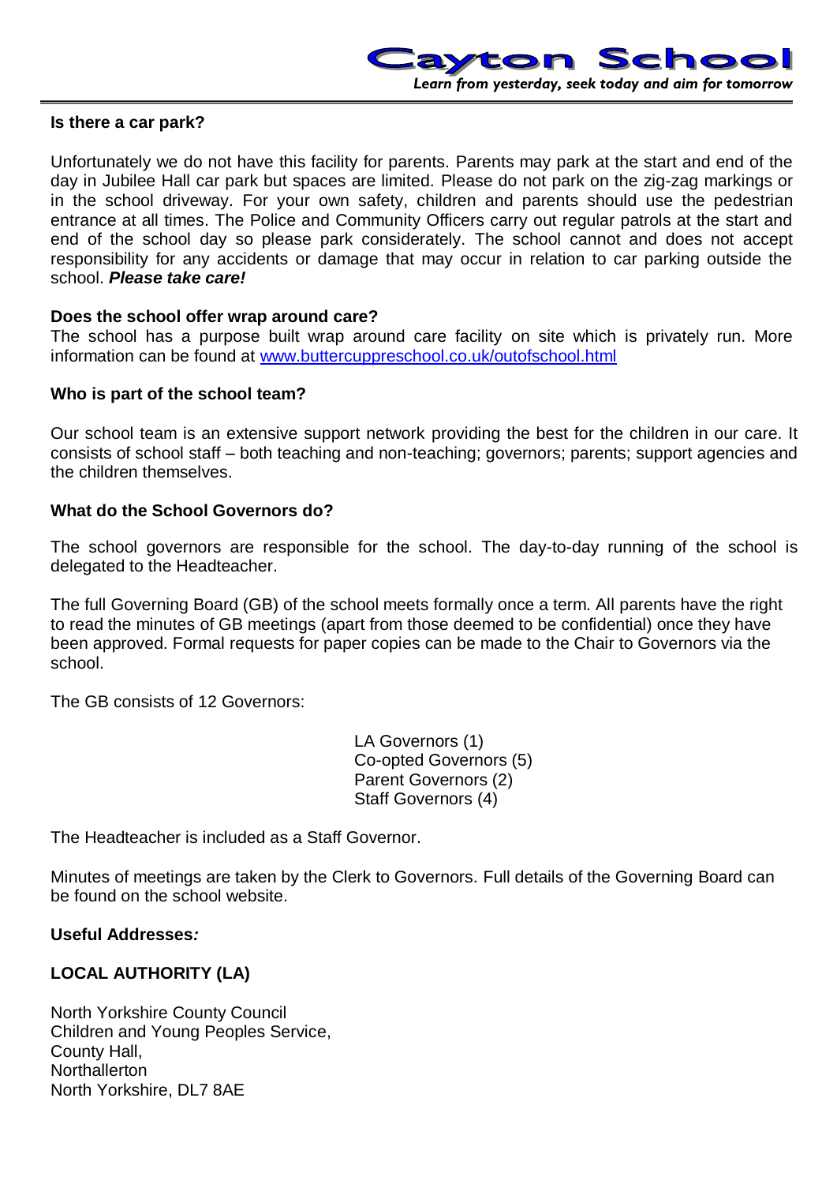**Is there a car park?**

Unfortunately we do not have this facility for parents. Parents may park at the start and end of the day in Jubilee Hall car park but spaces are limited. Please do not park on the zig-zag markings or in the school driveway. For your own safety, children and parents should use the pedestrian entrance at all times. The Police and Community Officers carry out regular patrols at the start and end of the school day so please park considerately. The school cannot and does not accept responsibility for any accidents or damage that may occur in relation to car parking outside the school. ***Please take care!***

**Does the school offer wrap around care?**

The school has a purpose built wrap around care facility on site which is privately run. More information can be found at [www.buttercuppreschool.co.uk/outofschool.html](www.buttercuppreschool.co.uk/outofschool.html)

**Who is part of the school team?**

Our school team is an extensive support network providing the best for the children in our care. It consists of school staff – both teaching and non-teaching; governors; parents; support agencies and the children themselves.

**What do the School Governors do?**

The school governors are responsible for the school. The day-to-day running of the school is delegated to the Headteacher.

The full Governing Board (GB) of the school meets formally once a term. All parents have the right to read the minutes of GB meetings (apart from those deemed to be confidential) once they have been approved. Formal requests for paper copies can be made to the Chair to Governors via the school.

The GB consists of 12 Governors:

LA Governors (1)
Co-opted Governors (5)
Parent Governors (2)
Staff Governors (4)

The Headteacher is included as a Staff Governor.

Minutes of meetings are taken by the Clerk to Governors. Full details of the Governing Board can be found on the school website.

**Useful Addresses*:***

**LOCAL AUTHORITY (LA)**

North Yorkshire County Council
Children and Young Peoples Service,
County Hall,
Northallerton
North Yorkshire, DL7 8AE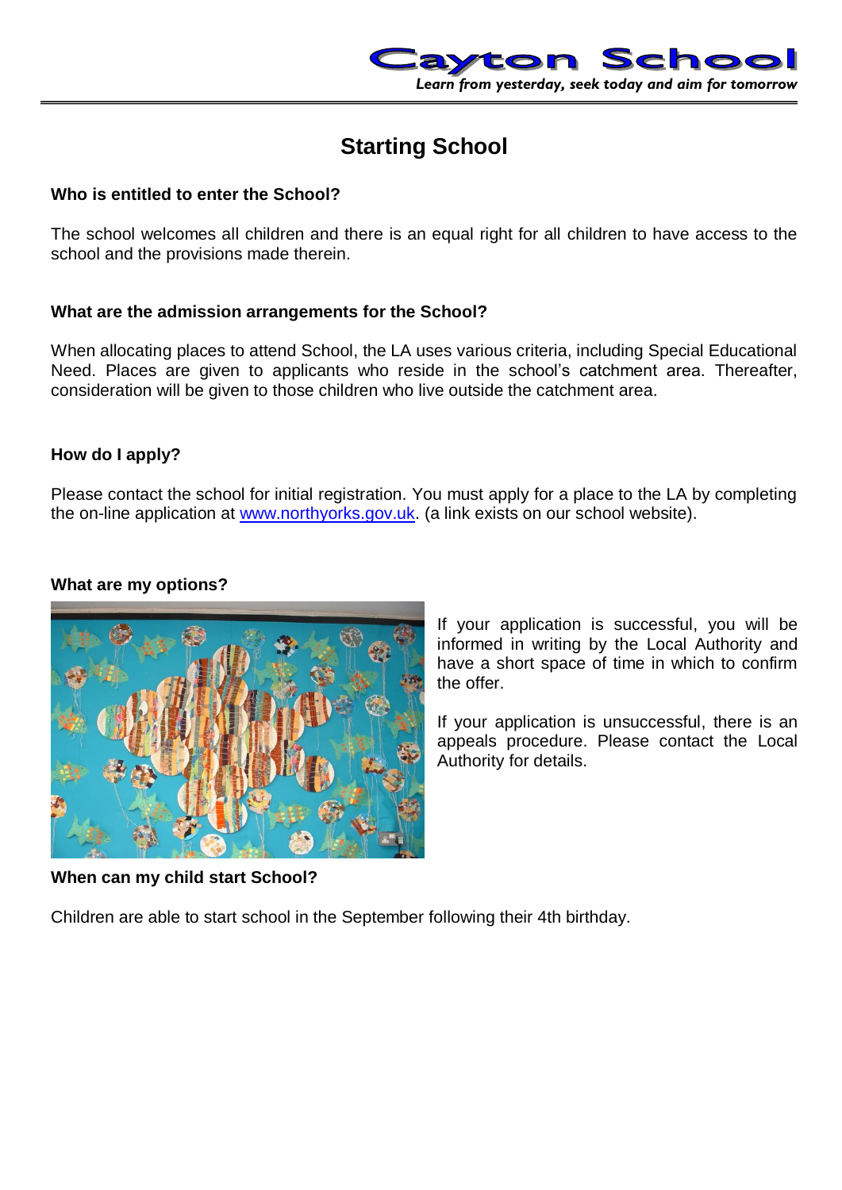# Starting School

### Who is entitled to enter the School?

The school welcomes all children and there is an equal right for all children to have access to the school and the provisions made therein.

### What are the admission arrangements for the School?

When allocating places to attend School, the LA uses various criteria, including Special Educational Need. Places are given to applicants who reside in the school's catchment area. Thereafter, consideration will be given to those children who live outside the catchment area.

### How do I apply?

Please contact the school for initial registration. You must apply for a place to the LA by completing the on-line application at www.northyorks.gov.uk. (a link exists on our school website).

### What are my options?

If your application is successful, you will be informed in writing by the Local Authority and have a short space of time in which to confirm the offer.

If your application is unsuccessful, there is an appeals procedure. Please contact the Local Authority for details.

### When can my child start School?

Children are able to start school in the September following their 4th birthday.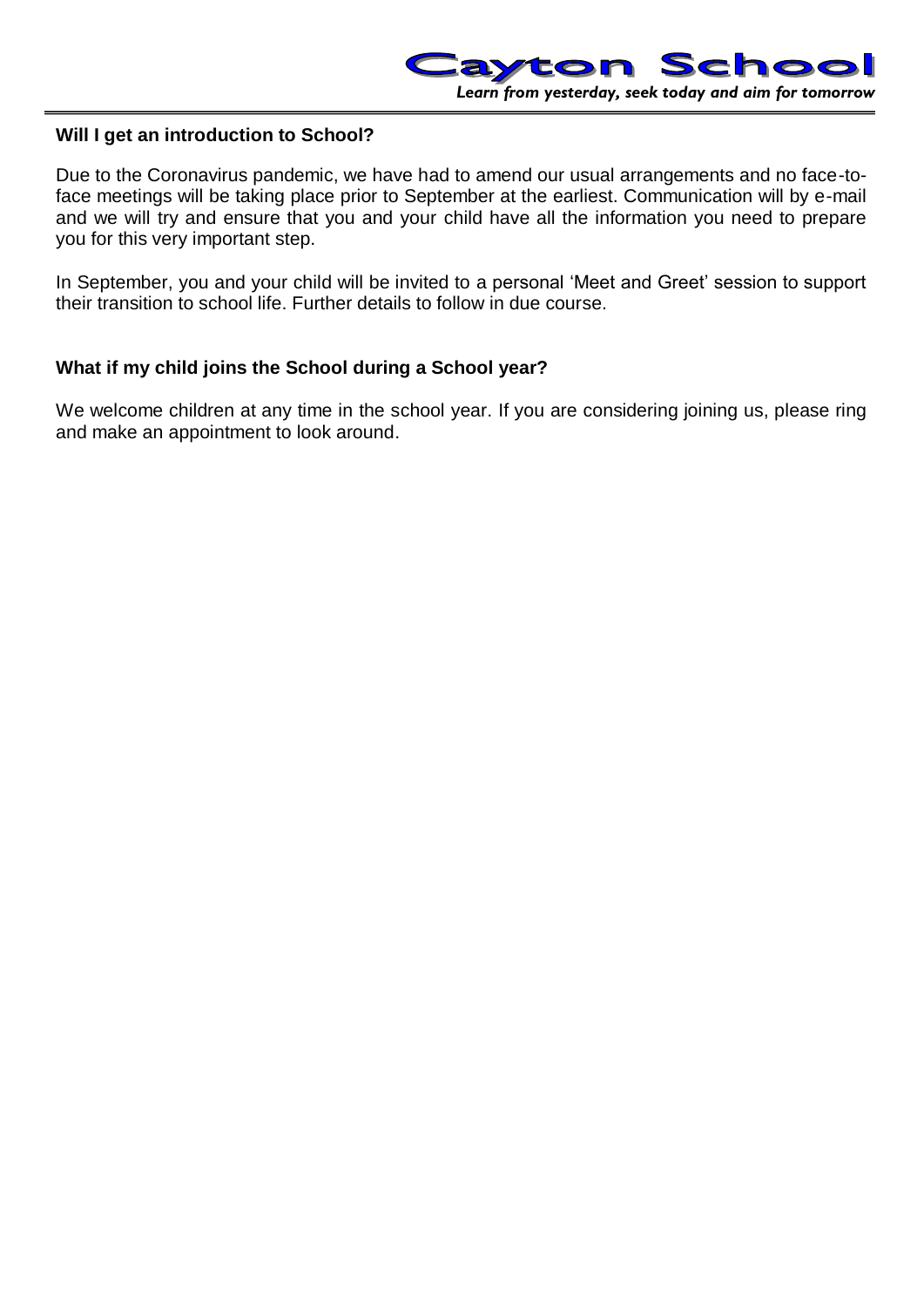### Will I get an introduction to School?

Due to the Coronavirus pandemic, we have had to amend our usual arrangements and no face-to-face meetings will be taking place prior to September at the earliest. Communication will by e-mail and we will try and ensure that you and your child have all the information you need to prepare you for this very important step.

In September, you and your child will be invited to a personal 'Meet and Greet' session to support their transition to school life. Further details to follow in due course.

### What if my child joins the School during a School year?

We welcome children at any time in the school year. If you are considering joining us, please ring and make an appointment to look around.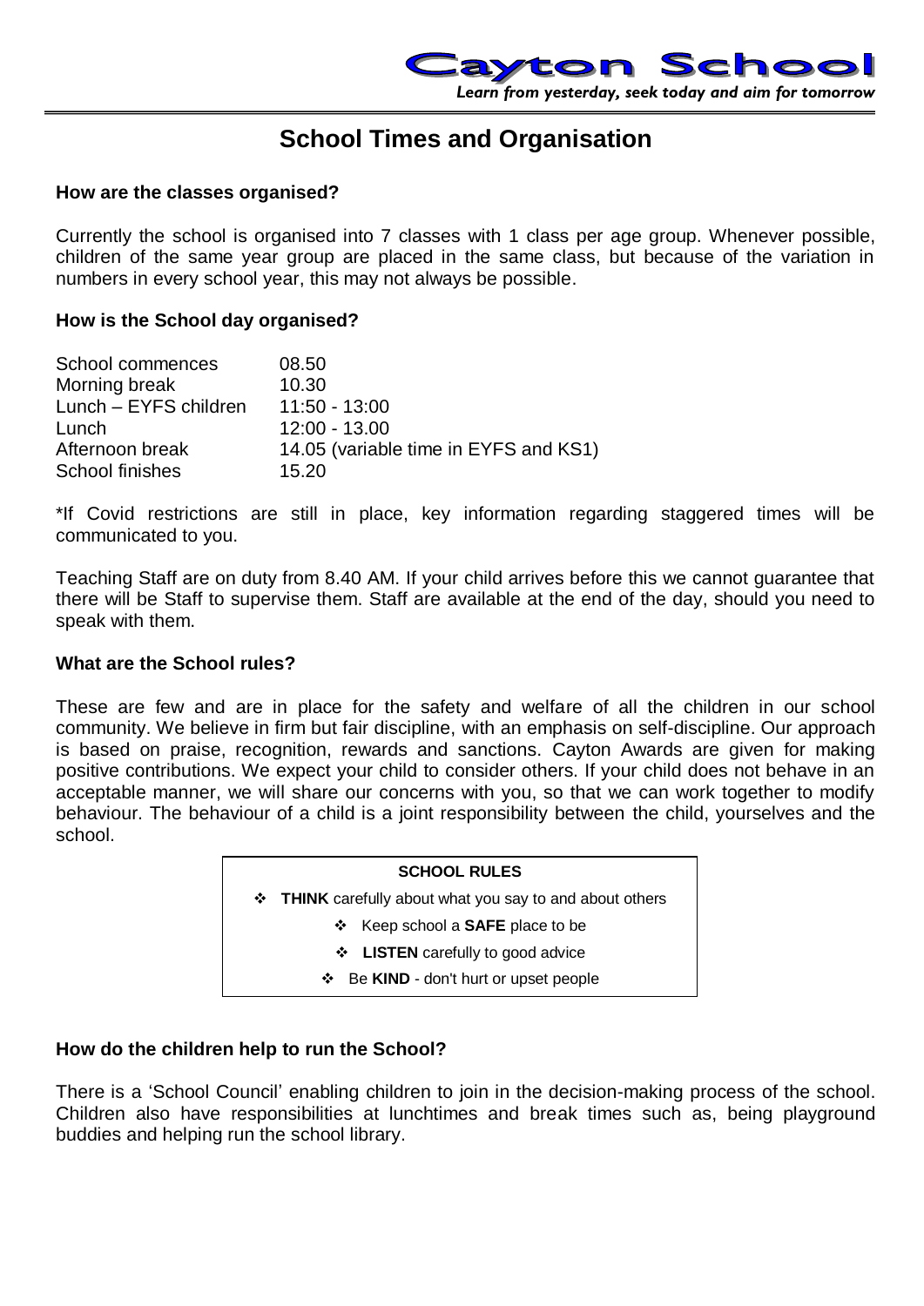# School Times and Organisation

### How are the classes organised?

Currently the school is organised into 7 classes with 1 class per age group. Whenever possible, children of the same year group are placed in the same class, but because of the variation in numbers in every school year, this may not always be possible.

### How is the School day organised?

| | |
|---|---|
| School commences | 08.50 |
| Morning break | 10.30 |
| Lunch – EYFS children | 11:50 - 13:00 |
| Lunch | 12:00 - 13.00 |
| Afternoon break | 14.05 (variable time in EYFS and KS1) |
| School finishes | 15.20 |

*If Covid restrictions are still in place, key information regarding staggered times will be communicated to you.

Teaching Staff are on duty from 8.40 AM. If your child arrives before this we cannot guarantee that there will be Staff to supervise them. Staff are available at the end of the day, should you need to speak with them.

### What are the School rules?

These are few and are in place for the safety and welfare of all the children in our school community. We believe in firm but fair discipline, with an emphasis on self-discipline. Our approach is based on praise, recognition, rewards and sanctions. Cayton Awards are given for making positive contributions. We expect your child to consider others. If your child does not behave in an acceptable manner, we will share our concerns with you, so that we can work together to modify behaviour. The behaviour of a child is a joint responsibility between the child, yourselves and the school.

**SCHOOL RULES**

- **THINK** carefully about what you say to and about others
- Keep school a **SAFE** place to be
- **LISTEN** carefully to good advice
- Be **KIND** - don't hurt or upset people

### How do the children help to run the School?

There is a 'School Council' enabling children to join in the decision-making process of the school. Children also have responsibilities at lunchtimes and break times such as, being playground buddies and helping run the school library.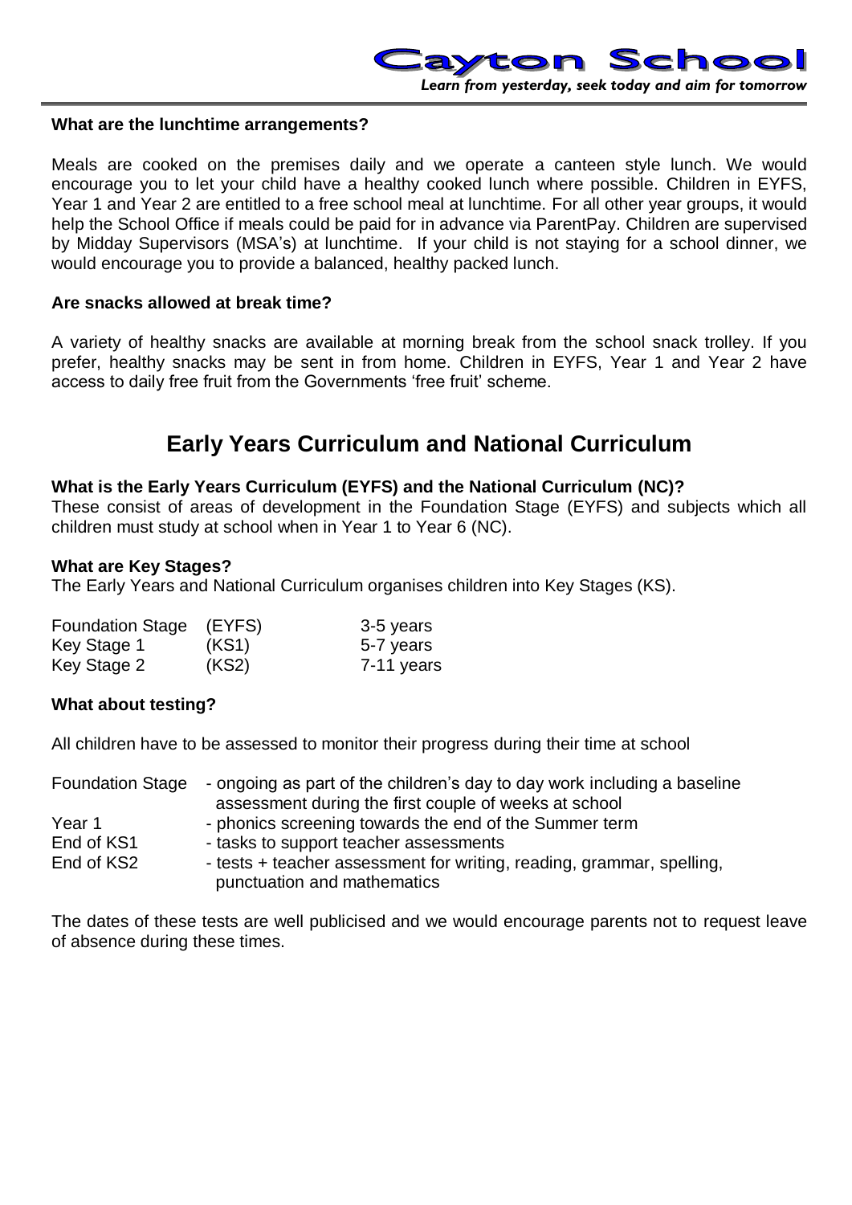### What are the lunchtime arrangements?

Meals are cooked on the premises daily and we operate a canteen style lunch. We would encourage you to let your child have a healthy cooked lunch where possible. Children in EYFS, Year 1 and Year 2 are entitled to a free school meal at lunchtime. For all other year groups, it would help the School Office if meals could be paid for in advance via ParentPay. Children are supervised by Midday Supervisors (MSA's) at lunchtime. If your child is not staying for a school dinner, we would encourage you to provide a balanced, healthy packed lunch.

### Are snacks allowed at break time?

A variety of healthy snacks are available at morning break from the school snack trolley. If you prefer, healthy snacks may be sent in from home. Children in EYFS, Year 1 and Year 2 have access to daily free fruit from the Governments 'free fruit' scheme.

## Early Years Curriculum and National Curriculum

### What is the Early Years Curriculum (EYFS) and the National Curriculum (NC)?

These consist of areas of development in the Foundation Stage (EYFS) and subjects which all children must study at school when in Year 1 to Year 6 (NC).

### What are Key Stages?

The Early Years and National Curriculum organises children into Key Stages (KS).

| | | |
|---|---|---|
| Foundation Stage | (EYFS) | 3-5 years |
| Key Stage 1 | (KS1) | 5-7 years |
| Key Stage 2 | (KS2) | 7-11 years |

### What about testing?

All children have to be assessed to monitor their progress during their time at school

| | |
|---|---|
| Foundation Stage | - ongoing as part of the children's day to day work including a baseline assessment during the first couple of weeks at school |
| Year 1 | - phonics screening towards the end of the Summer term |
| End of KS1 | - tasks to support teacher assessments |
| End of KS2 | - tests + teacher assessment for writing, reading, grammar, spelling, punctuation and mathematics |

The dates of these tests are well publicised and we would encourage parents not to request leave of absence during these times.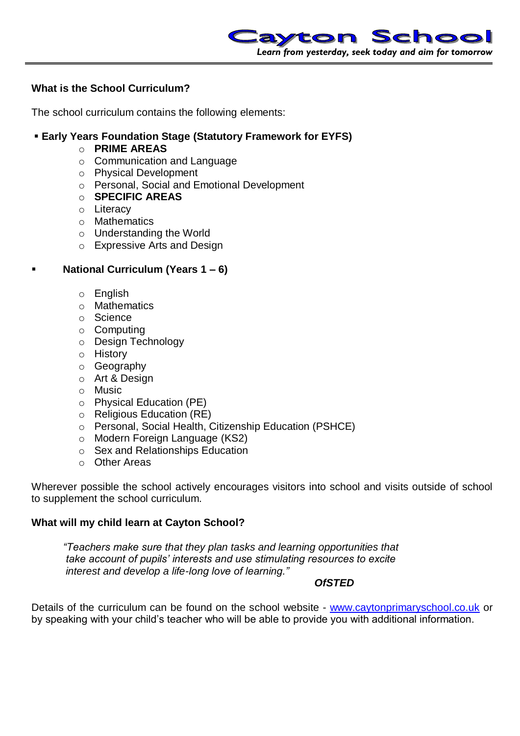## What is the School Curriculum?

The school curriculum contains the following elements:

- **Early Years Foundation Stage (Statutory Framework for EYFS)**
  - **PRIME AREAS**
  - Communication and Language
  - Physical Development
  - Personal, Social and Emotional Development
  - **SPECIFIC AREAS**
  - Literacy
  - Mathematics
  - Understanding the World
  - Expressive Arts and Design

- **National Curriculum (Years 1 – 6)**
  - English
  - Mathematics
  - Science
  - Computing
  - Design Technology
  - History
  - Geography
  - Art & Design
  - Music
  - Physical Education (PE)
  - Religious Education (RE)
  - Personal, Social Health, Citizenship Education (PSHCE)
  - Modern Foreign Language (KS2)
  - Sex and Relationships Education
  - Other Areas

Wherever possible the school actively encourages visitors into school and visits outside of school to supplement the school curriculum.

## What will my child learn at Cayton School?

> *"Teachers make sure that they plan tasks and learning opportunities that take account of pupils' interests and use stimulating resources to excite interest and develop a life-long love of learning."*
>
> ***OfSTED***

Details of the curriculum can be found on the school website - www.caytonprimaryschool.co.uk or by speaking with your child's teacher who will be able to provide you with additional information.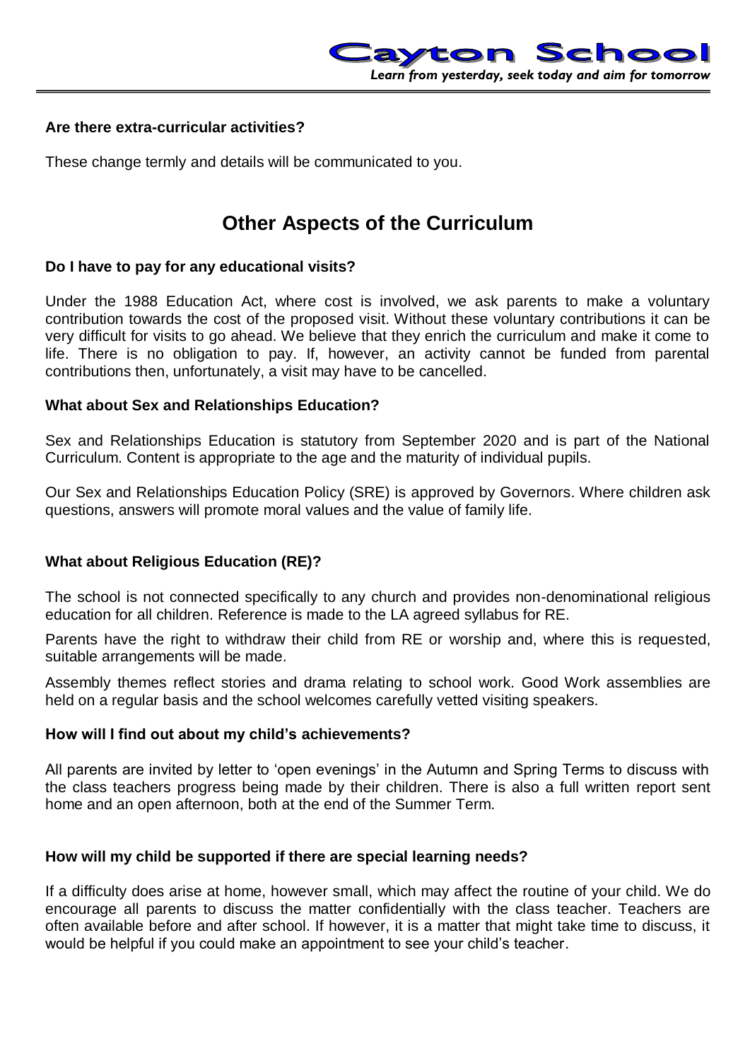### Are there extra-curricular activities?

These change termly and details will be communicated to you.

## Other Aspects of the Curriculum

### Do I have to pay for any educational visits?

Under the 1988 Education Act, where cost is involved, we ask parents to make a voluntary contribution towards the cost of the proposed visit. Without these voluntary contributions it can be very difficult for visits to go ahead. We believe that they enrich the curriculum and make it come to life. There is no obligation to pay. If, however, an activity cannot be funded from parental contributions then, unfortunately, a visit may have to be cancelled.

### What about Sex and Relationships Education?

Sex and Relationships Education is statutory from September 2020 and is part of the National Curriculum. Content is appropriate to the age and the maturity of individual pupils.

Our Sex and Relationships Education Policy (SRE) is approved by Governors. Where children ask questions, answers will promote moral values and the value of family life.

### What about Religious Education (RE)?

The school is not connected specifically to any church and provides non-denominational religious education for all children. Reference is made to the LA agreed syllabus for RE.

Parents have the right to withdraw their child from RE or worship and, where this is requested, suitable arrangements will be made.

Assembly themes reflect stories and drama relating to school work. Good Work assemblies are held on a regular basis and the school welcomes carefully vetted visiting speakers.

### How will I find out about my child's achievements?

All parents are invited by letter to 'open evenings' in the Autumn and Spring Terms to discuss with the class teachers progress being made by their children. There is also a full written report sent home and an open afternoon, both at the end of the Summer Term.

### How will my child be supported if there are special learning needs?

If a difficulty does arise at home, however small, which may affect the routine of your child. We do encourage all parents to discuss the matter confidentially with the class teacher. Teachers are often available before and after school. If however, it is a matter that might take time to discuss, it would be helpful if you could make an appointment to see your child's teacher.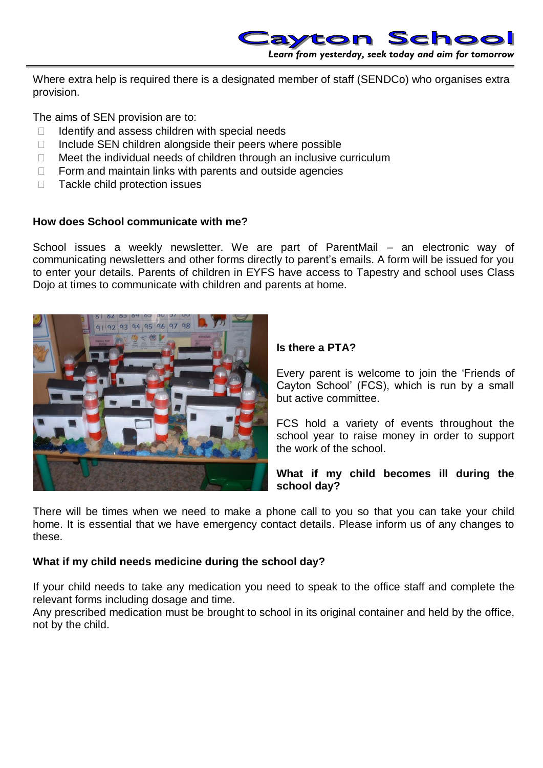Where extra help is required there is a designated member of staff (SENDCo) who organises extra provision.

The aims of SEN provision are to:

- Identify and assess children with special needs
- Include SEN children alongside their peers where possible
- Meet the individual needs of children through an inclusive curriculum
- Form and maintain links with parents and outside agencies
- Tackle child protection issues

**How does School communicate with me?**

School issues a weekly newsletter. We are part of ParentMail – an electronic way of communicating newsletters and other forms directly to parent's emails. A form will be issued for you to enter your details. Parents of children in EYFS have access to Tapestry and school uses Class Dojo at times to communicate with children and parents at home.

**Is there a PTA?**

Every parent is welcome to join the 'Friends of Cayton School' (FCS), which is run by a small but active committee.

FCS hold a variety of events throughout the school year to raise money in order to support the work of the school.

**What if my child becomes ill during the school day?**

There will be times when we need to make a phone call to you so that you can take your child home. It is essential that we have emergency contact details. Please inform us of any changes to these.

**What if my child needs medicine during the school day?**

If your child needs to take any medication you need to speak to the office staff and complete the relevant forms including dosage and time.

Any prescribed medication must be brought to school in its original container and held by the office, not by the child.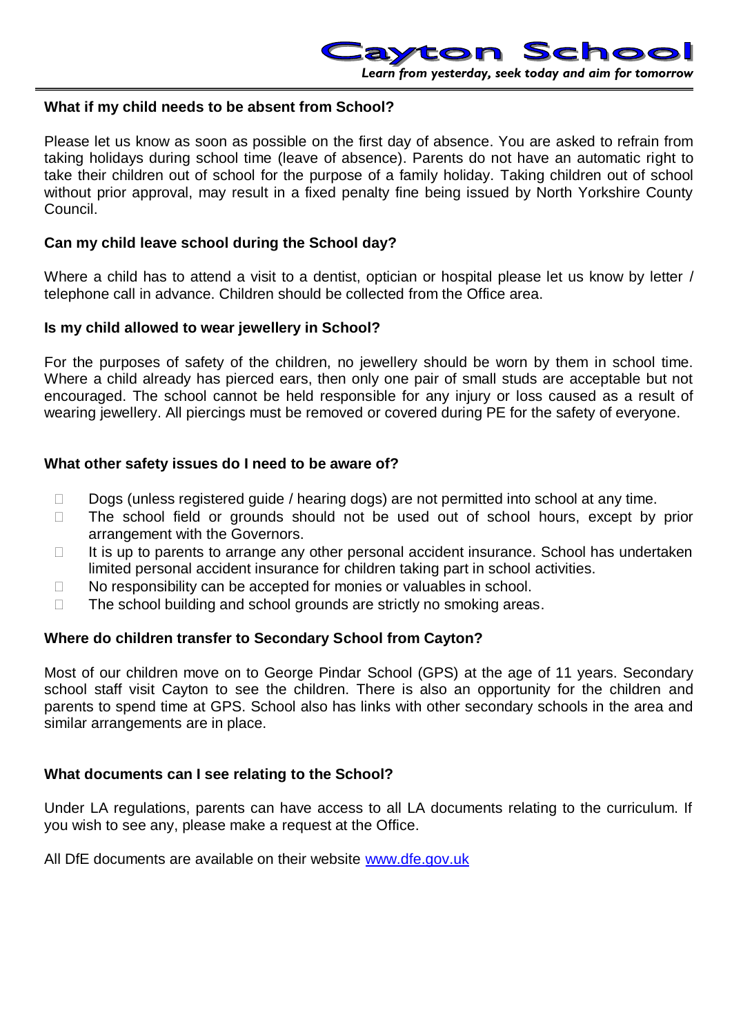### What if my child needs to be absent from School?

Please let us know as soon as possible on the first day of absence. You are asked to refrain from taking holidays during school time (leave of absence). Parents do not have an automatic right to take their children out of school for the purpose of a family holiday. Taking children out of school without prior approval, may result in a fixed penalty fine being issued by North Yorkshire County Council.

### Can my child leave school during the School day?

Where a child has to attend a visit to a dentist, optician or hospital please let us know by letter / telephone call in advance. Children should be collected from the Office area.

### Is my child allowed to wear jewellery in School?

For the purposes of safety of the children, no jewellery should be worn by them in school time. Where a child already has pierced ears, then only one pair of small studs are acceptable but not encouraged. The school cannot be held responsible for any injury or loss caused as a result of wearing jewellery. All piercings must be removed or covered during PE for the safety of everyone.

### What other safety issues do I need to be aware of?

- Dogs (unless registered guide / hearing dogs) are not permitted into school at any time.
- The school field or grounds should not be used out of school hours, except by prior arrangement with the Governors.
- It is up to parents to arrange any other personal accident insurance. School has undertaken limited personal accident insurance for children taking part in school activities.
- No responsibility can be accepted for monies or valuables in school.
- The school building and school grounds are strictly no smoking areas.

### Where do children transfer to Secondary School from Cayton?

Most of our children move on to George Pindar School (GPS) at the age of 11 years. Secondary school staff visit Cayton to see the children. There is also an opportunity for the children and parents to spend time at GPS. School also has links with other secondary schools in the area and similar arrangements are in place.

### What documents can I see relating to the School?

Under LA regulations, parents can have access to all LA documents relating to the curriculum. If you wish to see any, please make a request at the Office.

All DfE documents are available on their website [www.dfe.gov.uk](http://www.dfe.gov.uk)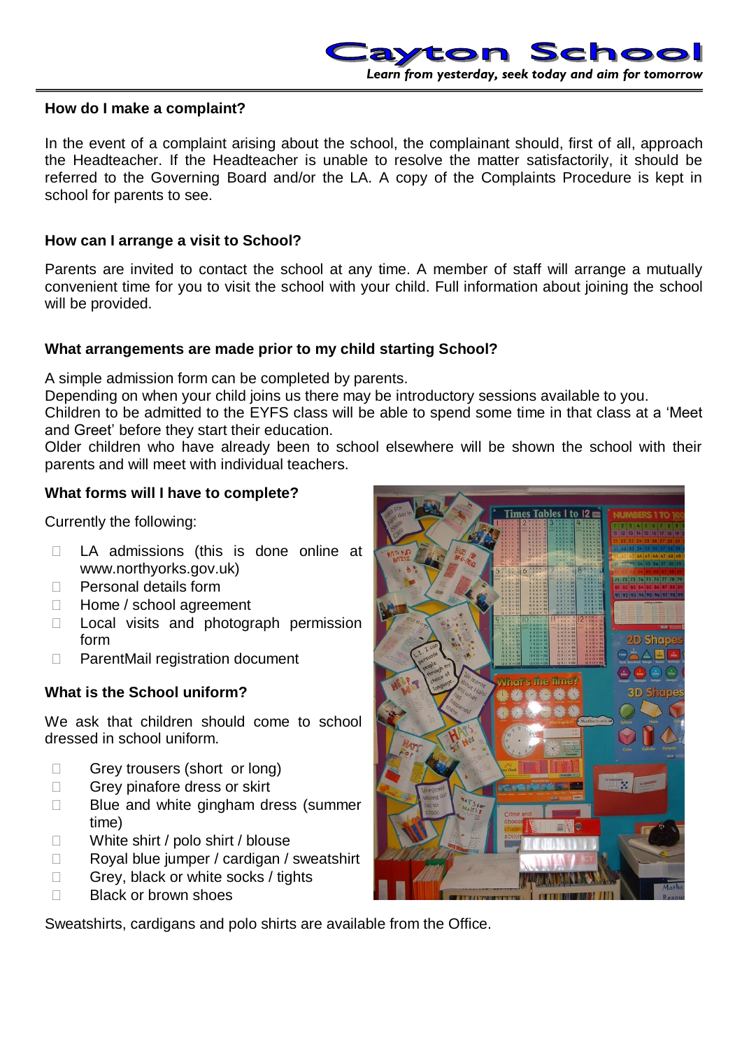## How do I make a complaint?

In the event of a complaint arising about the school, the complainant should, first of all, approach the Headteacher. If the Headteacher is unable to resolve the matter satisfactorily, it should be referred to the Governing Board and/or the LA. A copy of the Complaints Procedure is kept in school for parents to see.

## How can I arrange a visit to School?

Parents are invited to contact the school at any time. A member of staff will arrange a mutually convenient time for you to visit the school with your child. Full information about joining the school will be provided.

## What arrangements are made prior to my child starting School?

A simple admission form can be completed by parents.
Depending on when your child joins us there may be introductory sessions available to you.
Children to be admitted to the EYFS class will be able to spend some time in that class at a 'Meet and Greet' before they start their education.
Older children who have already been to school elsewhere will be shown the school with their parents and will meet with individual teachers.

## What forms will I have to complete?

Currently the following:

- LA admissions (this is done online at www.northyorks.gov.uk)
- Personal details form
- Home / school agreement
- Local visits and photograph permission form
- ParentMail registration document

## What is the School uniform?

We ask that children should come to school dressed in school uniform.

- Grey trousers (short or long)
- Grey pinafore dress or skirt
- Blue and white gingham dress (summer time)
- White shirt / polo shirt / blouse
- Royal blue jumper / cardigan / sweatshirt
- Grey, black or white socks / tights
- Black or brown shoes

Sweatshirts, cardigans and polo shirts are available from the Office.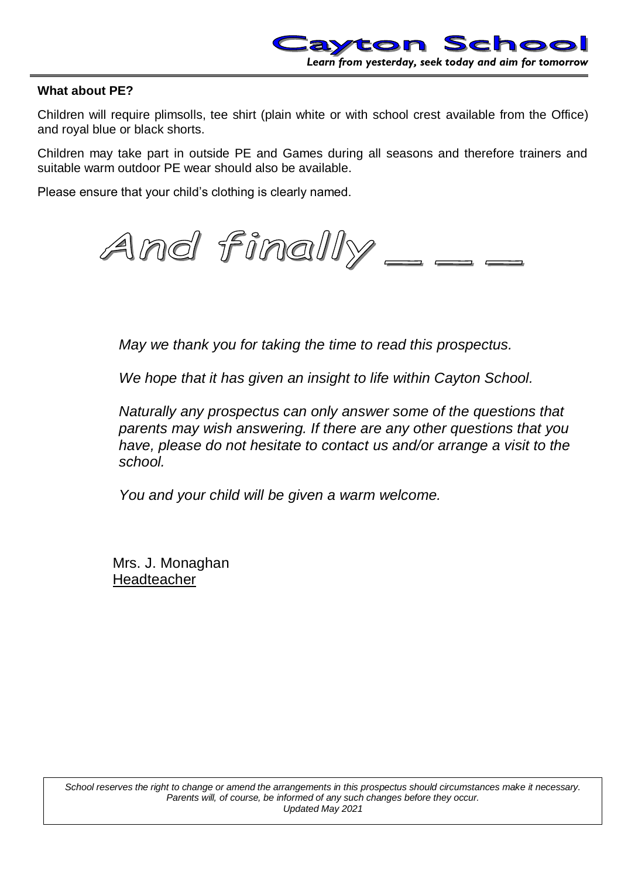**What about PE?**

Children will require plimsolls, tee shirt (plain white or with school crest available from the Office) and royal blue or black shorts.

Children may take part in outside PE and Games during all seasons and therefore trainers and suitable warm outdoor PE wear should also be available.

Please ensure that your child's clothing is clearly named.

## And finally _ _ _

*May we thank you for taking the time to read this prospectus.*

*We hope that it has given an insight to life within Cayton School.*

*Naturally any prospectus can only answer some of the questions that parents may wish answering. If there are any other questions that you have, please do not hesitate to contact us and/or arrange a visit to the school.*

*You and your child will be given a warm welcome.*

Mrs. J. Monaghan
Headteacher

*School reserves the right to change or amend the arrangements in this prospectus should circumstances make it necessary. Parents will, of course, be informed of any such changes before they occur.*
*Updated May 2021*